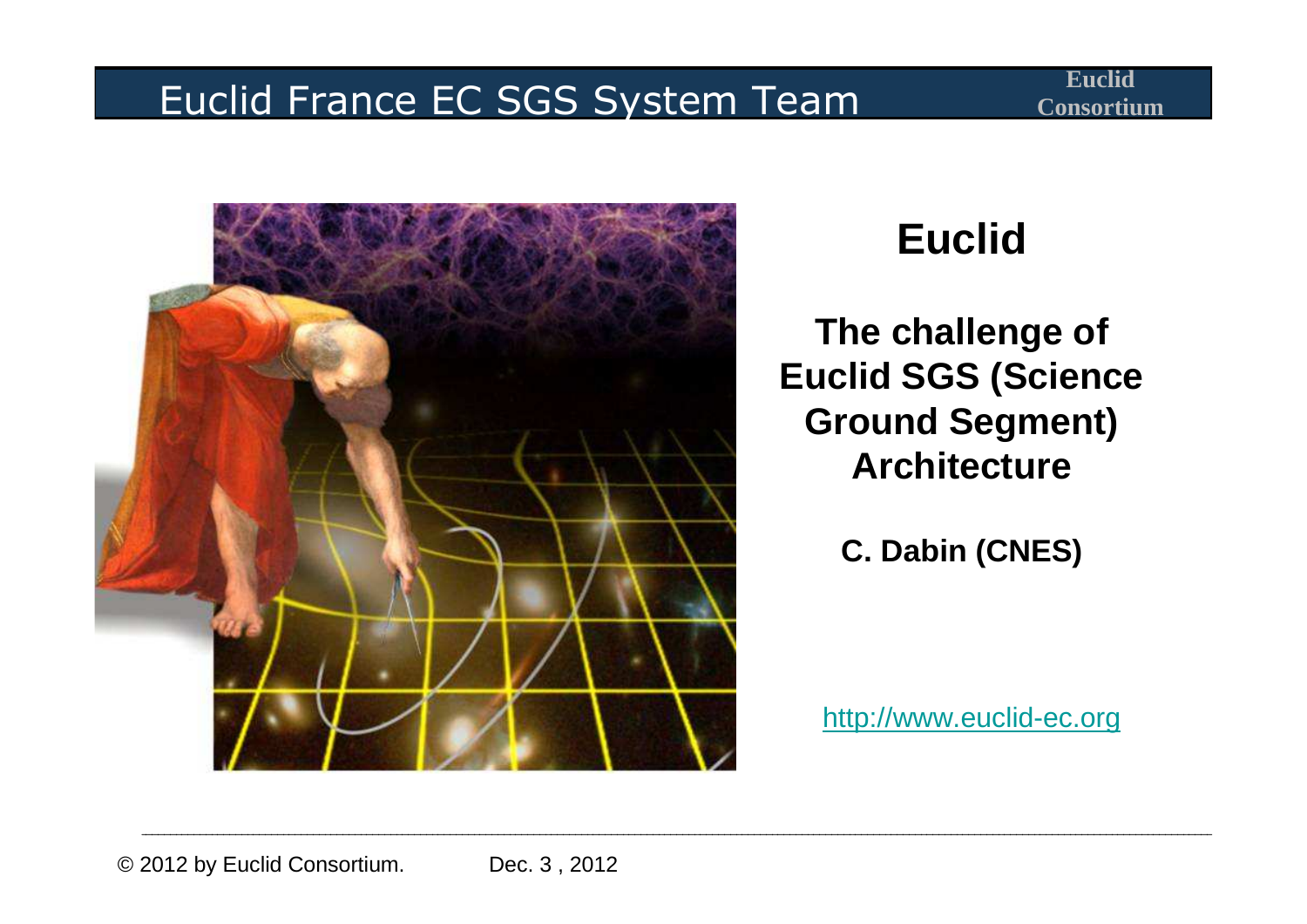# Euclid

## The challenge of Euclid SGS (Science Ground Segment) Architecture

**C. Dabin (CNES)**

http://www.euclid-ec.org

© 2012 by Euclid Consortium. Dec. 3 , 2012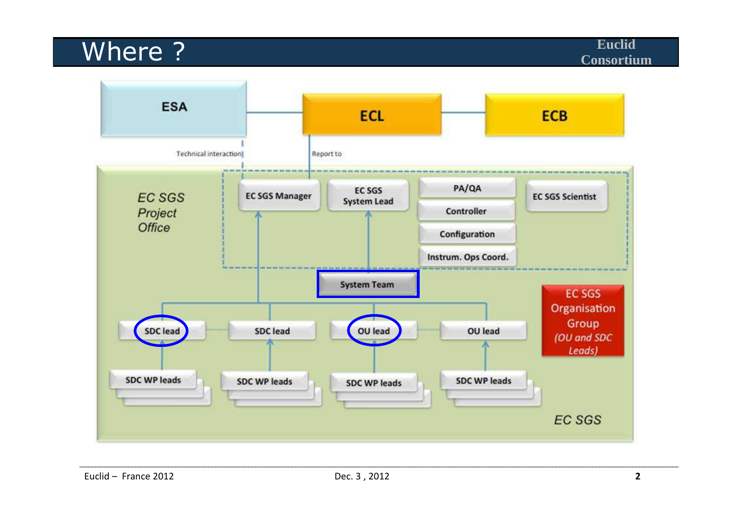# Where ?

Euclid Consortium

ESA

ECL

ECB

Technical interaction

Report to

EC SGS Project Office

EC SGS Manager

EC SGS System Lead

PA/QA

Controller

Configuration

Instrum. Ops Coord.

EC SGS Scientist

System Team

SDC lead

SDC lead

OU lead

OU lead

EC SGS Organisation Group *(OU and SDC Leads)*

SDC WP leads

SDC WP leads

SDC WP leads

SDC WP leads

*EC SGS*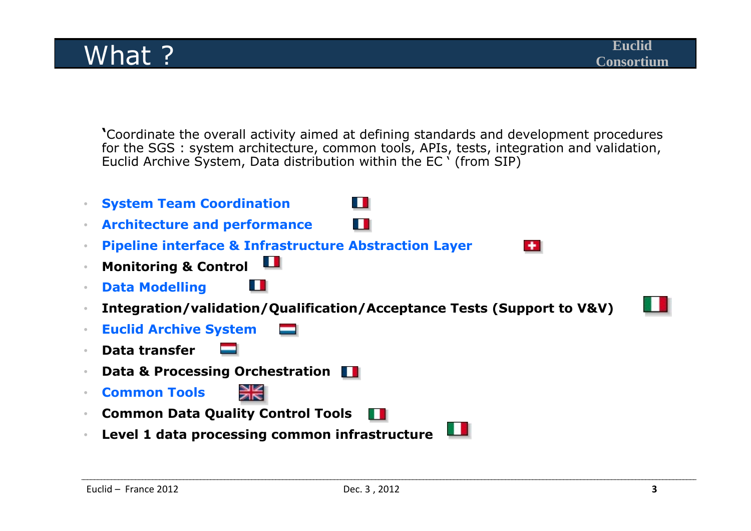# What ?

'Coordinate the overall activity aimed at defining standards and development procedures for the SGS : system architecture, common tools, APIs, tests, integration and validation, Euclid Archive System, Data distribution within the EC ' (from SIP)

- **System Team Coordination**
- **Architecture and performance**
- **Pipeline interface & Infrastructure Abstraction Layer**
- **Monitoring & Control**
- **Data Modelling**
- **Integration/validation/Qualification/Acceptance Tests (Support to V&V)**
- **Euclid Archive System**
- **Data transfer**
- **Data & Processing Orchestration**
- **Common Tools**
- **Common Data Quality Control Tools**
- **Level 1 data processing common infrastructure**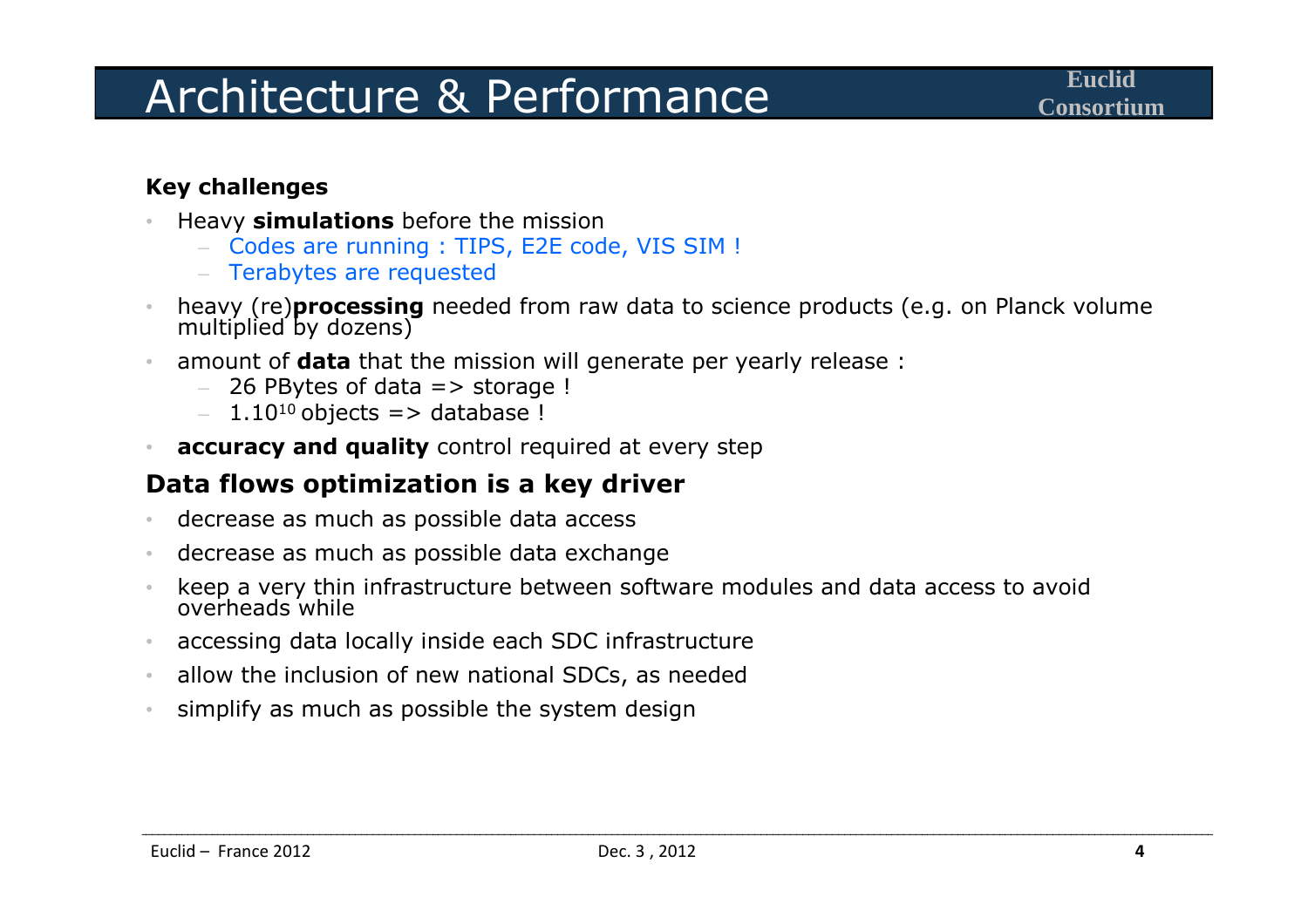# Architecture & Performance

Euclid Consortium

**Key challenges**

- Heavy **simulations** before the mission
  - Codes are running : TIPS, E2E code, VIS SIM !
  - Terabytes are requested
- heavy (re)**processing** needed from raw data to science products (e.g. on Planck volume multiplied by dozens)
- amount of **data** that the mission will generate per yearly release :
  - 26 PBytes of data => storage !
  - $1.10^{10}$ objects => database !
- **accuracy and quality** control required at every step

## Data flows optimization is a key driver

- decrease as much as possible data access
- decrease as much as possible data exchange
- keep a very thin infrastructure between software modules and data access to avoid overheads while
- accessing data locally inside each SDC infrastructure
- allow the inclusion of new national SDCs, as needed
- simplify as much as possible the system design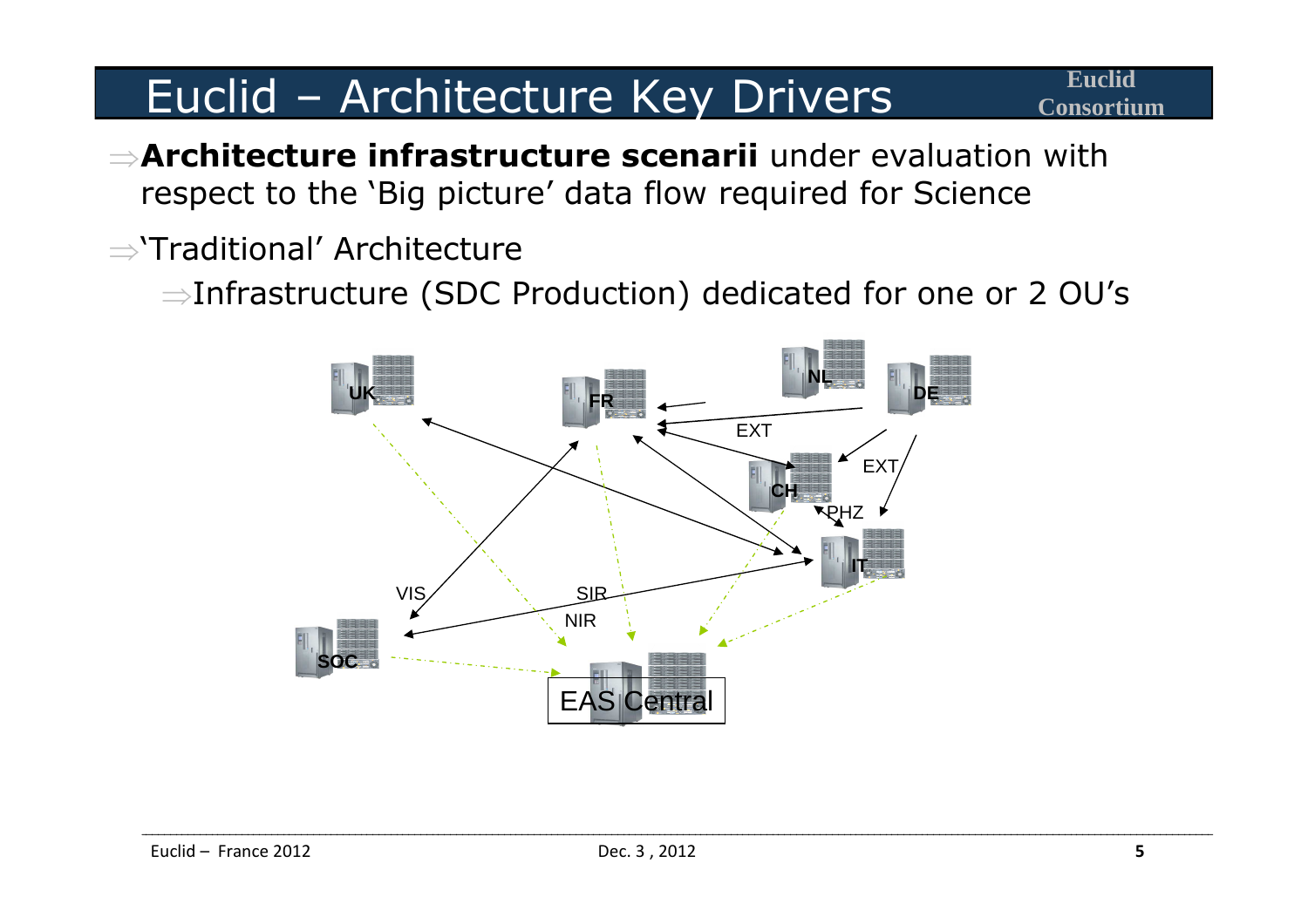# Euclid – Architecture Key Drivers

⇒ **Architecture infrastructure scenarii** under evaluation with respect to the 'Big picture' data flow required for Science

⇒ 'Traditional' Architecture

- ⇒ Infrastructure (SDC Production) dedicated for one or 2 OU's

UK FR NL DE CH IT SOC EAS Central

EXT EXT PHZ VIS SIR NIR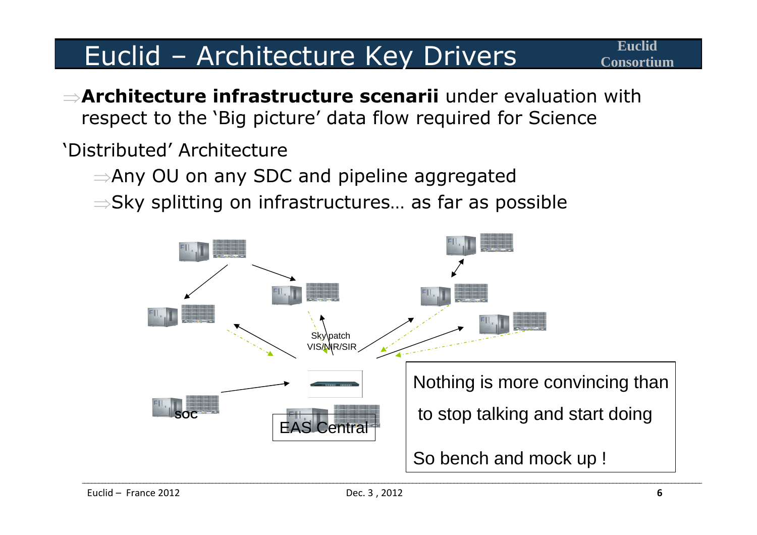# Euclid – Architecture Key Drivers

⇒**Architecture infrastructure scenarii** under evaluation with respect to the 'Big picture' data flow required for Science

'Distributed' Architecture

- ⇒Any OU on any SDC and pipeline aggregated
- ⇒Sky splitting on infrastructures… as far as possible

Sky patch VIS/NIR/SIR

SOC

EAS Central

Nothing is more convincing than

to stop talking and start doing

So bench and mock up !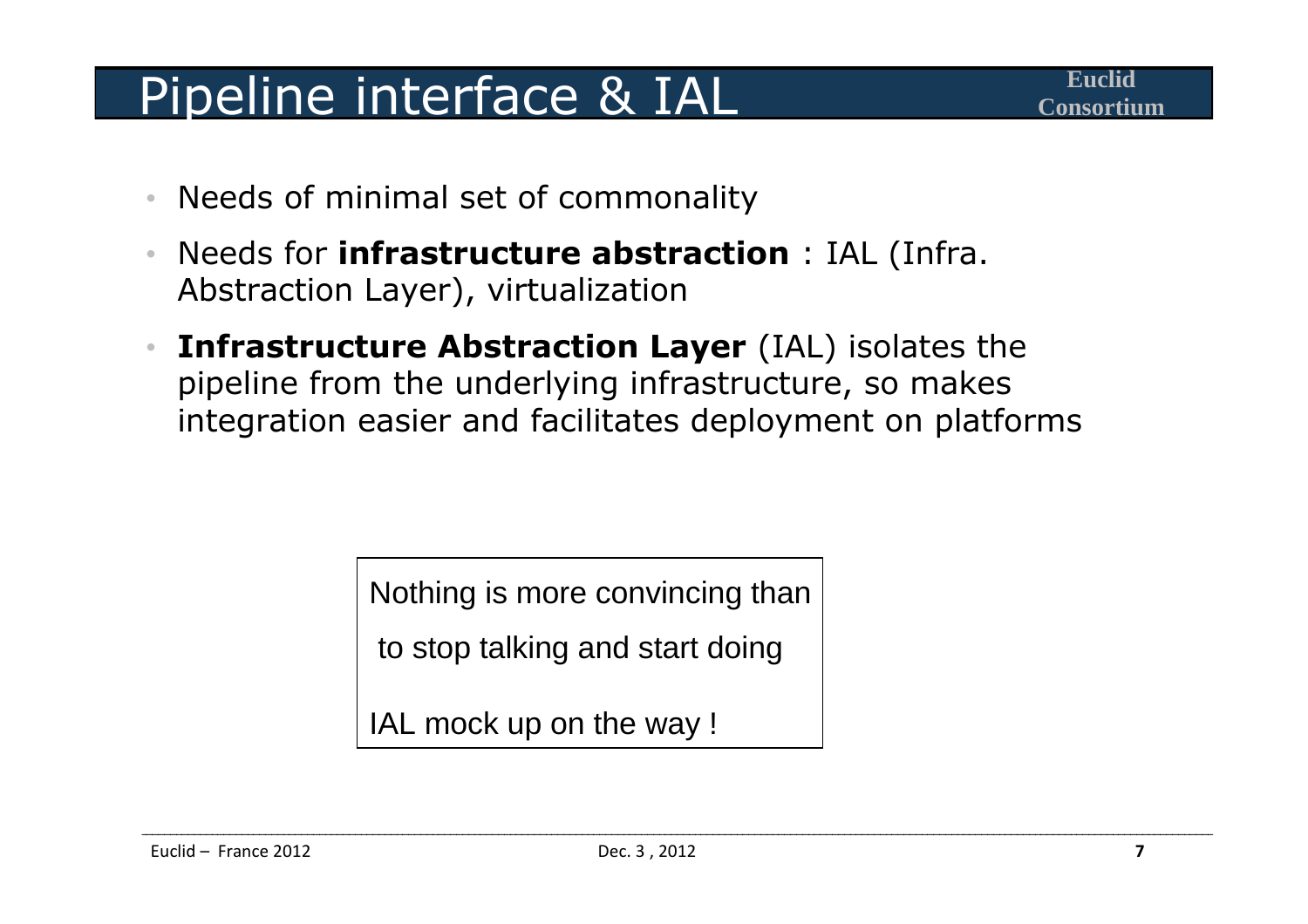# Pipeline interface & IAL

- Needs of minimal set of commonality
- Needs for **infrastructure abstraction** : IAL (Infra. Abstraction Layer), virtualization
- **Infrastructure Abstraction Layer** (IAL) isolates the pipeline from the underlying infrastructure, so makes integration easier and facilitates deployment on platforms

> Nothing is more convincing than
>
> to stop talking and start doing
>
> IAL mock up on the way !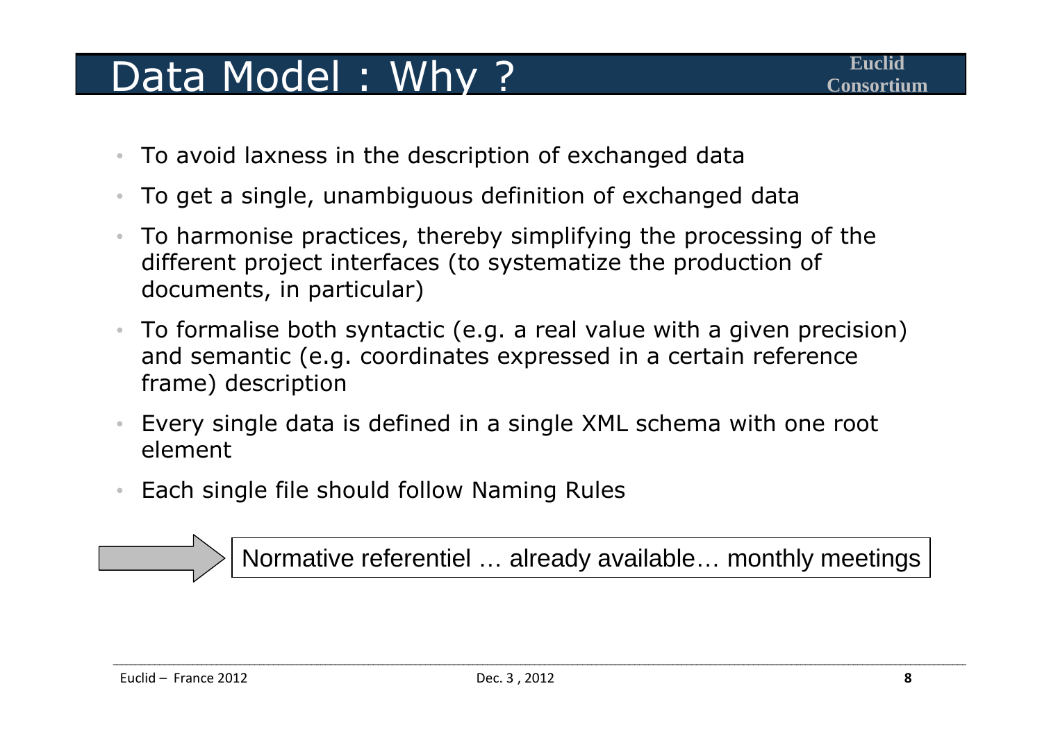# Data Model : Why ?

- To avoid laxness in the description of exchanged data
- To get a single, unambiguous definition of exchanged data
- To harmonise practices, thereby simplifying the processing of the different project interfaces (to systematize the production of documents, in particular)
- To formalise both syntactic (e.g. a real value with a given precision) and semantic (e.g. coordinates expressed in a certain reference frame) description
- Every single data is defined in a single XML schema with one root element
- Each single file should follow Naming Rules

→ Normative referentiel … already available… monthly meetings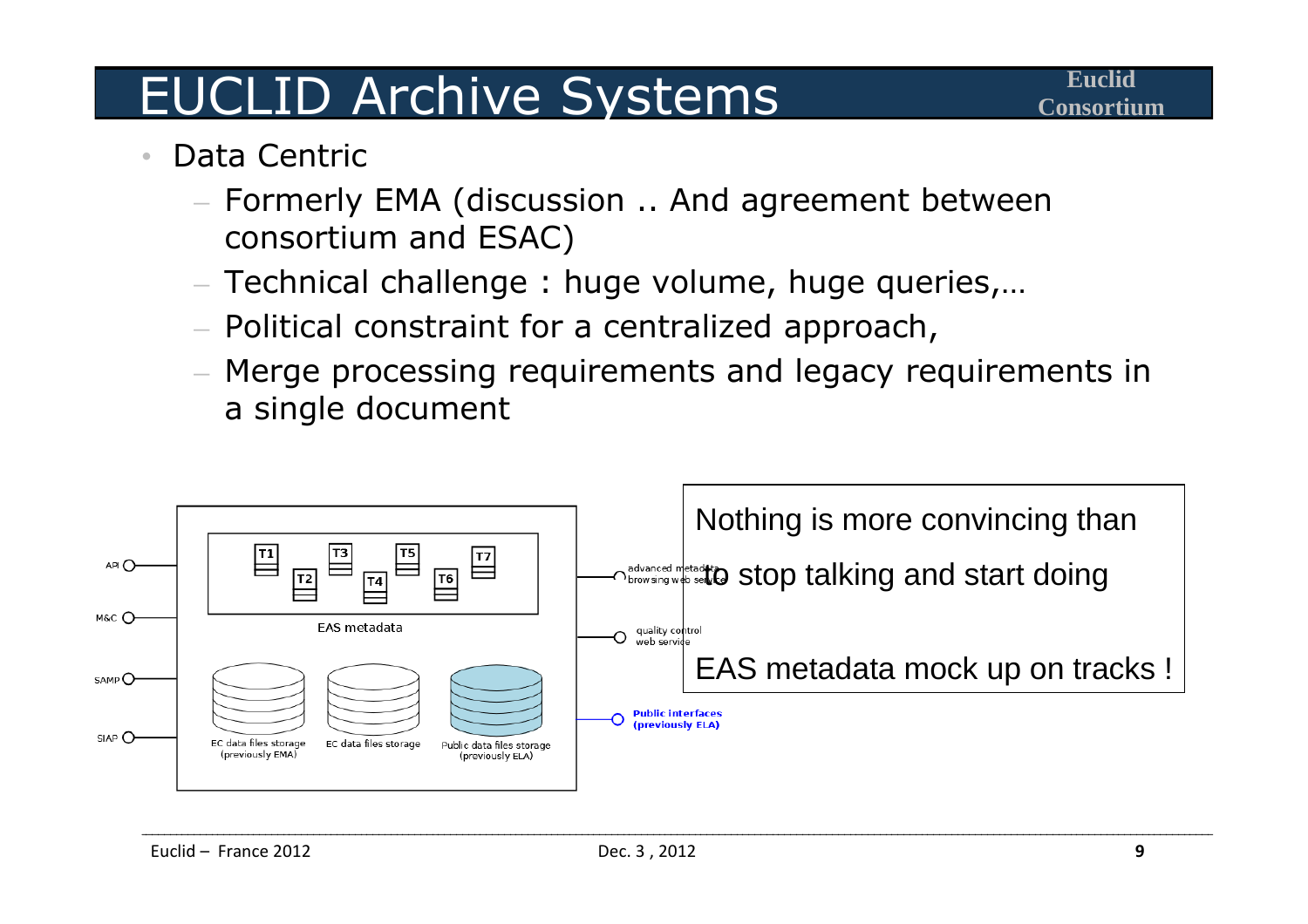# EUCLID Archive Systems

- Data Centric
  - Formerly EMA (discussion .. And agreement between consortium and ESAC)
  - Technical challenge : huge volume, huge queries,…
  - Political constraint for a centralized approach,
  - Merge processing requirements and legacy requirements in a single document

API

M&C

SAMP

SIAP

T1 T2 T3 T4 T5 T6 T7

EAS metadata

EC data files storage (previously EMA)

EC data files storage

Public data files storage (previously ELA)

advanced metadata browsing web service

quality control web service

Public interfaces (previously ELA)

Nothing is more convincing than to stop talking and start doing

EAS metadata mock up on tracks !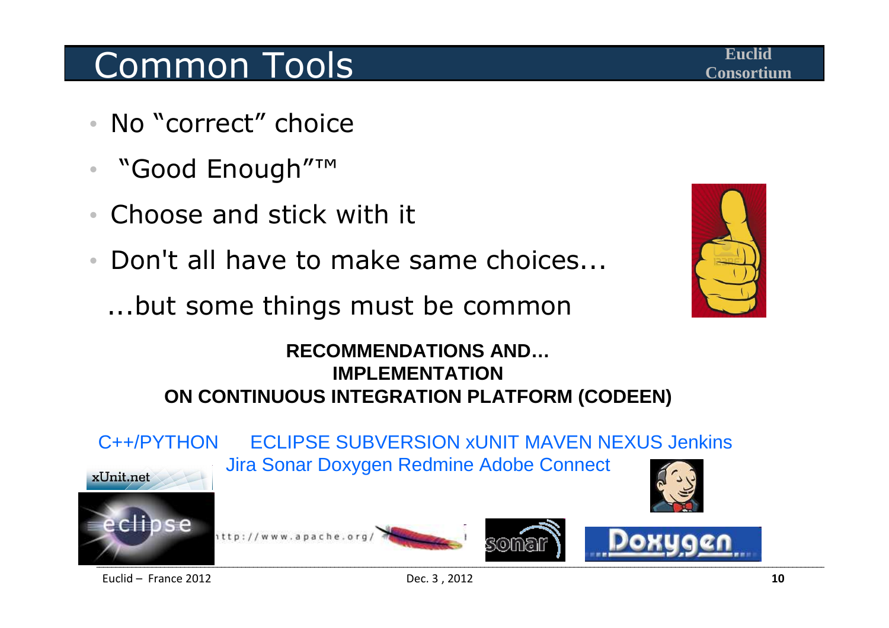# Common Tools

- No “correct” choice
- “Good Enough”™
- Choose and stick with it
- Don't all have to make same choices...

  ...but some things must be common

**RECOMMENDATIONS AND… IMPLEMENTATION ON CONTINUOUS INTEGRATION PLATFORM (CODEEN)**

C++/PYTHON ECLIPSE SUBVERSION xUNIT MAVEN NEXUS Jenkins Jira Sonar Doxygen Redmine Adobe Connect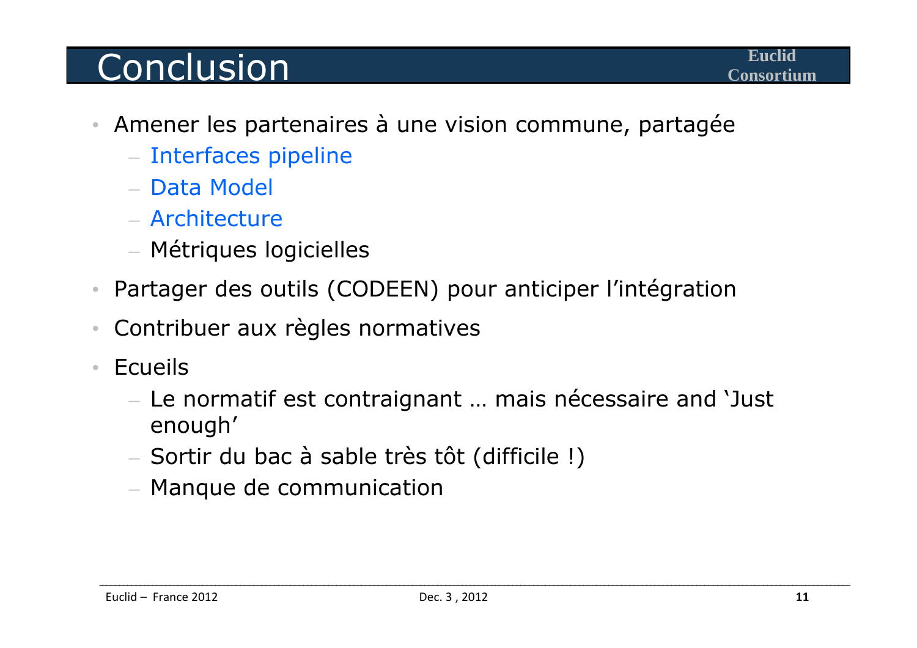# Conclusion

Euclid Consortium

- Amener les partenaires à une vision commune, partagée
  - Interfaces pipeline
  - Data Model
  - Architecture
  - Métriques logicielles
- Partager des outils (CODEEN) pour anticiper l'intégration
- Contribuer aux règles normatives
- Ecueils
  - Le normatif est contraignant … mais nécessaire and 'Just enough'
  - Sortir du bac à sable très tôt (difficile !)
  - Manque de communication